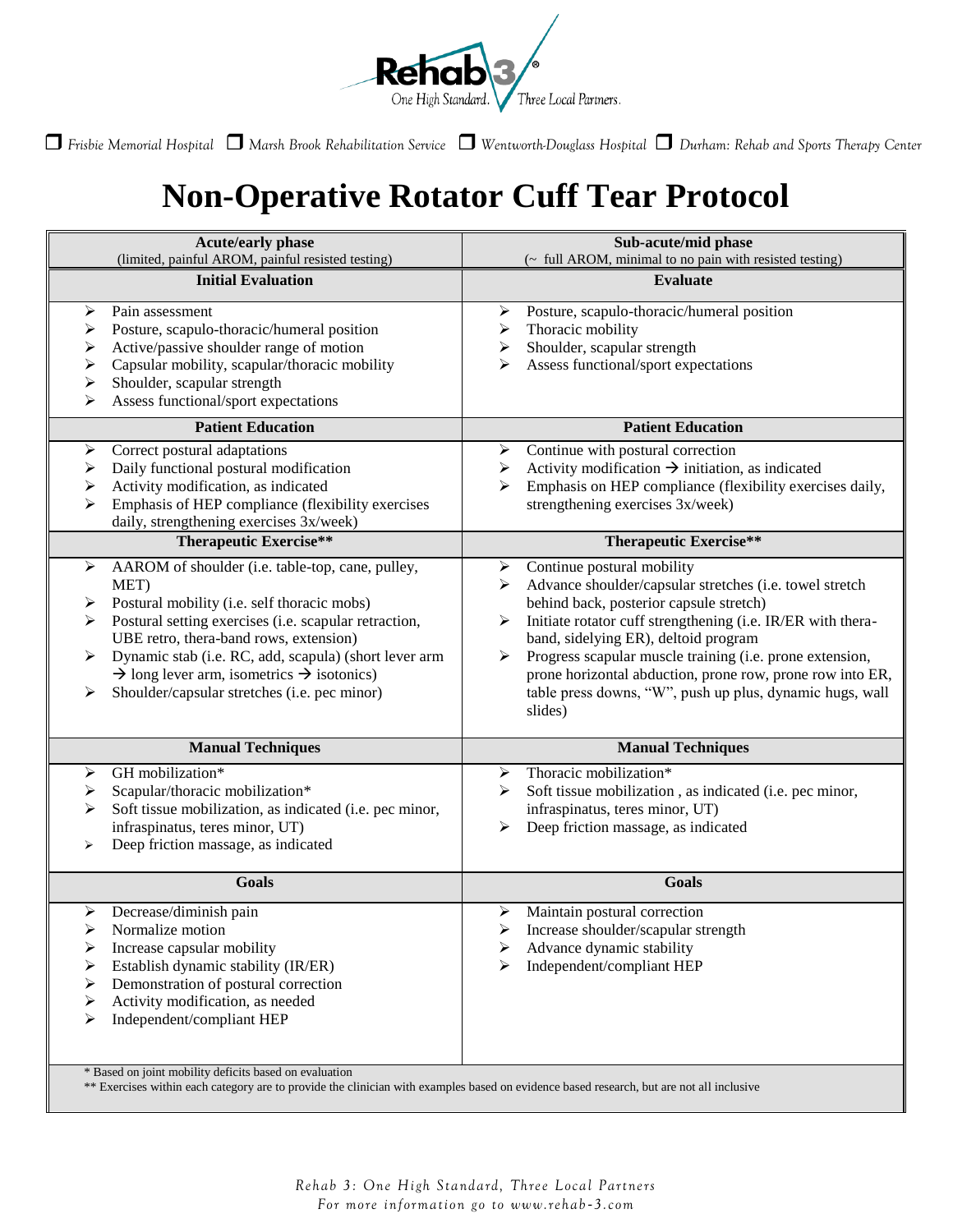Rehab 3 — One High Standard. Three Local Partners.

❒ Frisbie Memorial Hospital ❒ Marsh Brook Rehabilitation Service ❒ Wentworth-Douglass Hospital ❒ Durham: Rehab and Sports Therapy Center

# Non-Operative Rotator Cuff Tear Protocol

| **Acute/early phase** (limited, painful AROM, painful resisted testing) | **Sub-acute/mid phase** (~ full AROM, minimal to no pain with resisted testing) |
|---|---|
| **Initial Evaluation** | **Evaluate** |
| ➢ Pain assessment<br>➢ Posture, scapulo-thoracic/humeral position<br>➢ Active/passive shoulder range of motion<br>➢ Capsular mobility, scapular/thoracic mobility<br>➢ Shoulder, scapular strength<br>➢ Assess functional/sport expectations | ➢ Posture, scapulo-thoracic/humeral position<br>➢ Thoracic mobility<br>➢ Shoulder, scapular strength<br>➢ Assess functional/sport expectations |
| **Patient Education** | **Patient Education** |
| ➢ Correct postural adaptations<br>➢ Daily functional postural modification<br>➢ Activity modification, as indicated<br>➢ Emphasis of HEP compliance (flexibility exercises daily, strengthening exercises 3x/week) | ➢ Continue with postural correction<br>➢ Activity modification → initiation, as indicated<br>➢ Emphasis on HEP compliance (flexibility exercises daily, strengthening exercises 3x/week) |
| **Therapeutic Exercise**** | **Therapeutic Exercise**** |
| ➢ AAROM of shoulder (i.e. table-top, cane, pulley, MET)<br>➢ Postural mobility (i.e. self thoracic mobs)<br>➢ Postural setting exercises (i.e. scapular retraction, UBE retro, thera-band rows, extension)<br>➢ Dynamic stab (i.e. RC, add, scapula) (short lever arm → long lever arm, isometrics → isotonics)<br>➢ Shoulder/capsular stretches (i.e. pec minor) | ➢ Continue postural mobility<br>➢ Advance shoulder/capsular stretches (i.e. towel stretch behind back, posterior capsule stretch)<br>➢ Initiate rotator cuff strengthening (i.e. IR/ER with thera-band, sidelying ER), deltoid program<br>➢ Progress scapular muscle training (i.e. prone extension, prone horizontal abduction, prone row, prone row into ER, table press downs, "W", push up plus, dynamic hugs, wall slides) |
| **Manual Techniques** | **Manual Techniques** |
| ➢ GH mobilization*<br>➢ Scapular/thoracic mobilization*<br>➢ Soft tissue mobilization, as indicated (i.e. pec minor, infraspinatus, teres minor, UT)<br>➢ Deep friction massage, as indicated | ➢ Thoracic mobilization*<br>➢ Soft tissue mobilization , as indicated (i.e. pec minor, infraspinatus, teres minor, UT)<br>➢ Deep friction massage, as indicated |
| **Goals** | **Goals** |
| ➢ Decrease/diminish pain<br>➢ Normalize motion<br>➢ Increase capsular mobility<br>➢ Establish dynamic stability (IR/ER)<br>➢ Demonstration of postural correction<br>➢ Activity modification, as needed<br>➢ Independent/compliant HEP | ➢ Maintain postural correction<br>➢ Increase shoulder/scapular strength<br>➢ Advance dynamic stability<br>➢ Independent/compliant HEP |

\* Based on joint mobility deficits based on evaluation

** Exercises within each category are to provide the clinician with examples based on evidence based research, but are not all inclusive

*Rehab 3: One High Standard, Three Local Partners*
*For more information go to www.rehab-3.com*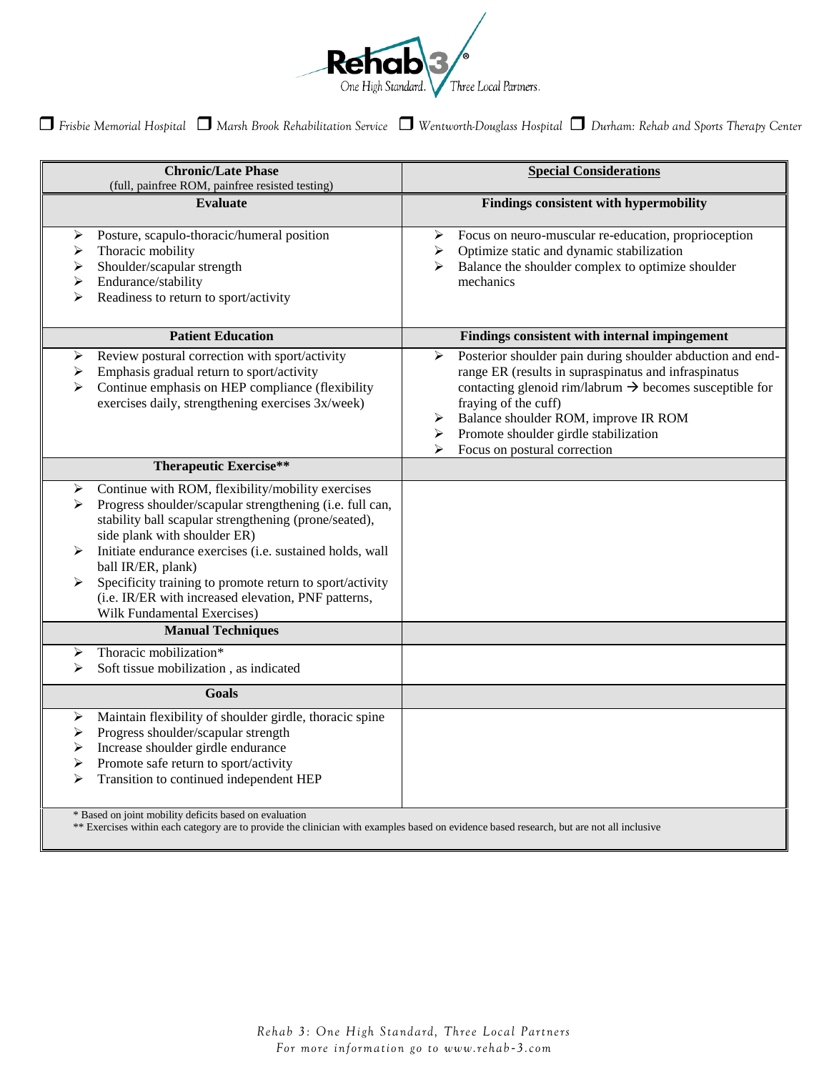Rehab 3 — One High Standard. Three Local Partners.

☐ Frisbie Memorial Hospital ☐ Marsh Brook Rehabilitation Service ☐ Wentworth-Douglass Hospital ☐ Durham: Rehab and Sports Therapy Center

| **Chronic/Late Phase** (full, painfree ROM, painfree resisted testing) | **Special Considerations** |
|---|---|
| **Evaluate** | **Findings consistent with hypermobility** |
| ➢ Posture, scapulo-thoracic/humeral position<br>➢ Thoracic mobility<br>➢ Shoulder/scapular strength<br>➢ Endurance/stability<br>➢ Readiness to return to sport/activity | ➢ Focus on neuro-muscular re-education, proprioception<br>➢ Optimize static and dynamic stabilization<br>➢ Balance the shoulder complex to optimize shoulder mechanics |
| **Patient Education** | **Findings consistent with internal impingement** |
| ➢ Review postural correction with sport/activity<br>➢ Emphasis gradual return to sport/activity<br>➢ Continue emphasis on HEP compliance (flexibility exercises daily, strengthening exercises 3x/week) | ➢ Posterior shoulder pain during shoulder abduction and end-range ER (results in supraspinatus and infraspinatus contacting glenoid rim/labrum → becomes susceptible for fraying of the cuff)<br>➢ Balance shoulder ROM, improve IR ROM<br>➢ Promote shoulder girdle stabilization<br>➢ Focus on postural correction |
| **Therapeutic Exercise**** | |
| ➢ Continue with ROM, flexibility/mobility exercises<br>➢ Progress shoulder/scapular strengthening (i.e. full can, stability ball scapular strengthening (prone/seated), side plank with shoulder ER)<br>➢ Initiate endurance exercises (i.e. sustained holds, wall ball IR/ER, plank)<br>➢ Specificity training to promote return to sport/activity (i.e. IR/ER with increased elevation, PNF patterns, Wilk Fundamental Exercises) | |
| **Manual Techniques** | |
| ➢ Thoracic mobilization*<br>➢ Soft tissue mobilization , as indicated | |
| **Goals** | |
| ➢ Maintain flexibility of shoulder girdle, thoracic spine<br>➢ Progress shoulder/scapular strength<br>➢ Increase shoulder girdle endurance<br>➢ Promote safe return to sport/activity<br>➢ Transition to continued independent HEP | |

\* Based on joint mobility deficits based on evaluation
** Exercises within each category are to provide the clinician with examples based on evidence based research, but are not all inclusive

Rehab 3: One High Standard, Three Local Partners
For more information go to www.rehab-3.com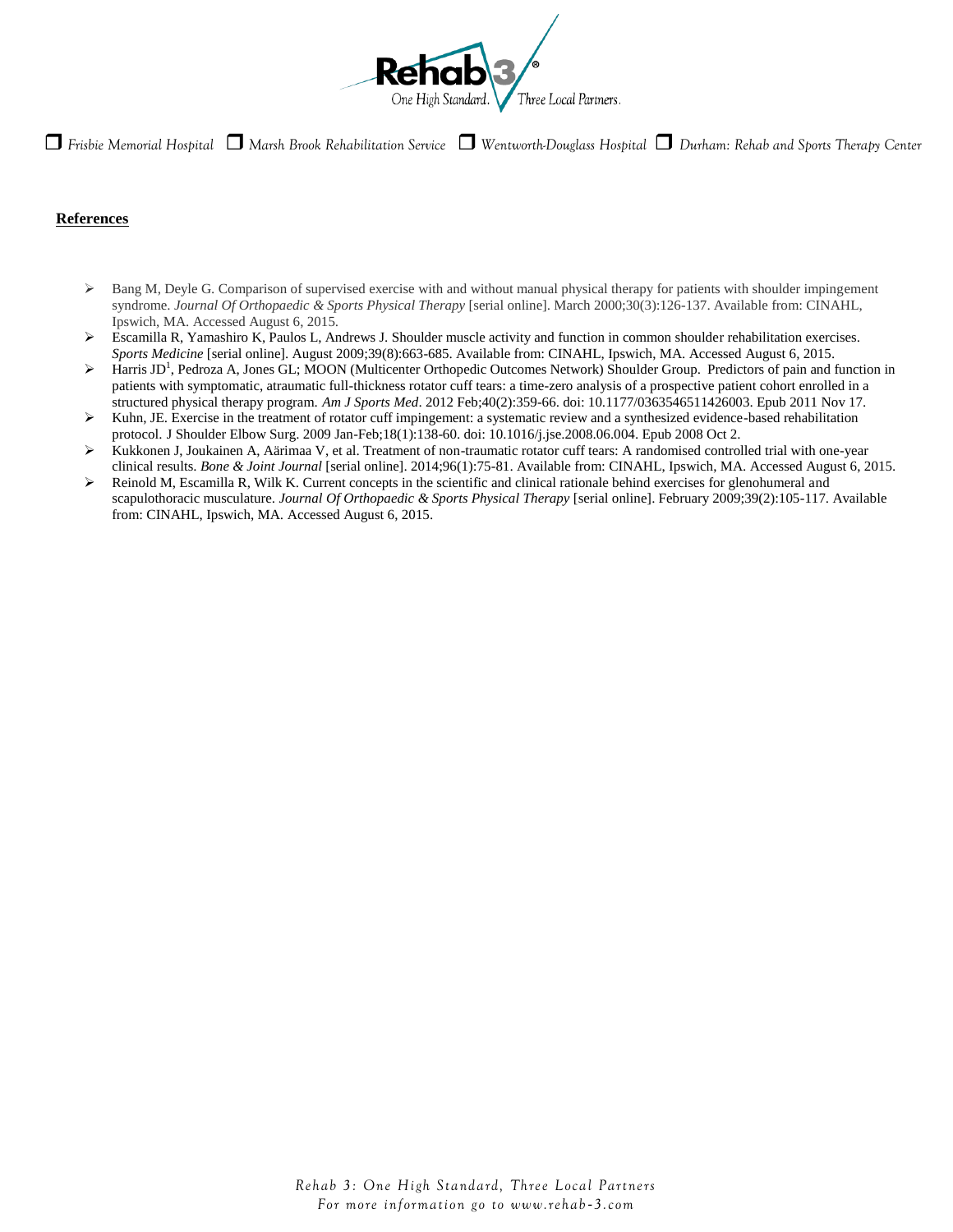**References**

- Bang M, Deyle G. Comparison of supervised exercise with and without manual physical therapy for patients with shoulder impingement syndrome. *Journal Of Orthopaedic & Sports Physical Therapy* [serial online]. March 2000;30(3):126-137. Available from: CINAHL, Ipswich, MA. Accessed August 6, 2015.
- Escamilla R, Yamashiro K, Paulos L, Andrews J. Shoulder muscle activity and function in common shoulder rehabilitation exercises. *Sports Medicine* [serial online]. August 2009;39(8):663-685. Available from: CINAHL, Ipswich, MA. Accessed August 6, 2015.
- Harris JD[1], Pedroza A, Jones GL; MOON (Multicenter Orthopedic Outcomes Network) Shoulder Group. Predictors of pain and function in patients with symptomatic, atraumatic full-thickness rotator cuff tears: a time-zero analysis of a prospective patient cohort enrolled in a structured physical therapy program. *Am J Sports Med*. 2012 Feb;40(2):359-66. doi: 10.1177/0363546511426003. Epub 2011 Nov 17.
- Kuhn, JE. Exercise in the treatment of rotator cuff impingement: a systematic review and a synthesized evidence-based rehabilitation protocol. J Shoulder Elbow Surg. 2009 Jan-Feb;18(1):138-60. doi: 10.1016/j.jse.2008.06.004. Epub 2008 Oct 2.
- Kukkonen J, Joukainen A, Äärimaa V, et al. Treatment of non-traumatic rotator cuff tears: A randomised controlled trial with one-year clinical results. *Bone & Joint Journal* [serial online]. 2014;96(1):75-81. Available from: CINAHL, Ipswich, MA. Accessed August 6, 2015.
- Reinold M, Escamilla R, Wilk K. Current concepts in the scientific and clinical rationale behind exercises for glenohumeral and scapulothoracic musculature. *Journal Of Orthopaedic & Sports Physical Therapy* [serial online]. February 2009;39(2):105-117. Available from: CINAHL, Ipswich, MA. Accessed August 6, 2015.